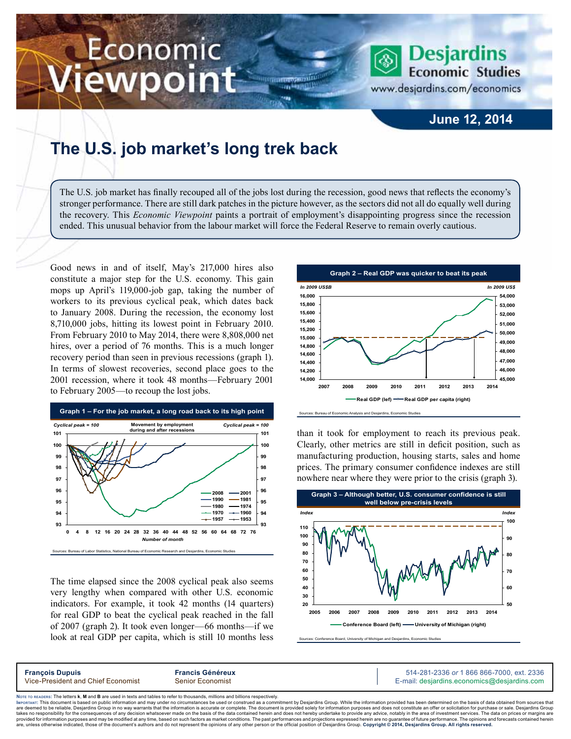# Economic Viewpoint

Desjardins Economic Studies
www.desjardins.com/economics

**June 12, 2014**

## The U.S. job market's long trek back

The U.S. job market has finally recouped all of the jobs lost during the recession, good news that reflects the economy's stronger performance. There are still dark patches in the picture however, as the sectors did not all do equally well during the recovery. This *Economic Viewpoint* paints a portrait of employment's disappointing progress since the recession ended. This unusual behavior from the labour market will force the Federal Reserve to remain overly cautious.

Good news in and of itself, May's 217,000 hires also constitute a major step for the U.S. economy. This gain mops up April's 119,000-job gap, taking the number of workers to its previous cyclical peak, which dates back to January 2008. During the recession, the economy lost 8,710,000 jobs, hitting its lowest point in February 2010. From February 2010 to May 2014, there were 8,808,000 net hires, over a period of 76 months. This is a much longer recovery period than seen in previous recessions (graph 1). In terms of slowest recoveries, second place goes to the 2001 recession, where it took 48 months—February 2001 to February 2005—to recoup the lost jobs.

**Graph 1 – For the job market, a long road back to its high point**

Sources: Bureau of Labor Statistics, National Bureau of Economic Research and Desjardins, Economic Studies

The time elapsed since the 2008 cyclical peak also seems very lengthy when compared with other U.S. economic indicators. For example, it took 42 months (14 quarters) for real GDP to beat the cyclical peak reached in the fall of 2007 (graph 2). It took even longer—66 months—if we look at real GDP per capita, which is still 10 months less than it took for employment to reach its previous peak. Clearly, other metrics are still in deficit position, such as manufacturing production, housing starts, sales and home prices. The primary consumer confidence indexes are still nowhere near where they were prior to the crisis (graph 3).

**Graph 2 – Real GDP was quicker to beat its peak**

Sources: Bureau of Economic Analysis and Desjardins, Economic Studies

**Graph 3 – Although better, U.S. consumer confidence is still well below pre-crisis levels**

Sources: Conference Board, University of Michigan and Desjardins, Economic Studies

**François Dupuis**
Vice-President and Chief Economist

**Francis Généreux**
Senior Economist

514-281-2336 *or* 1 866 866-7000, ext. 2336
E-mail: desjardins.economics@desjardins.com

Note to readers: The letters **k**, **M** and **B** are used in texts and tables to refer to thousands, millions and billions respectively.
Important: This document is based on public information and may under no circumstances be used or construed as a commitment by Desjardins Group. While the information provided has been determined on the basis of data obtained from sources that are deemed to be reliable, Desjardins Group in no way warrants that the information is accurate or complete. The document is provided solely for information purposes and does not constitute an offer or solicitation for purchase or sale. Desjardins Group takes no responsibility for the consequences of any decision whatsoever made on the basis of the data contained herein and does not hereby undertake to provide any advice, notably in the area of investment services. The data on prices or margins are provided for information purposes and may be modified at any time, based on such factors as market conditions. The past performances and projections expressed herein are no guarantee of future performance. The opinions and forecasts contained herein are, unless otherwise indicated, those of the document's authors and do not represent the opinions of any other person or the official position of Desjardins Group. **Copyright © 2014, Desjardins Group. All rights reserved.**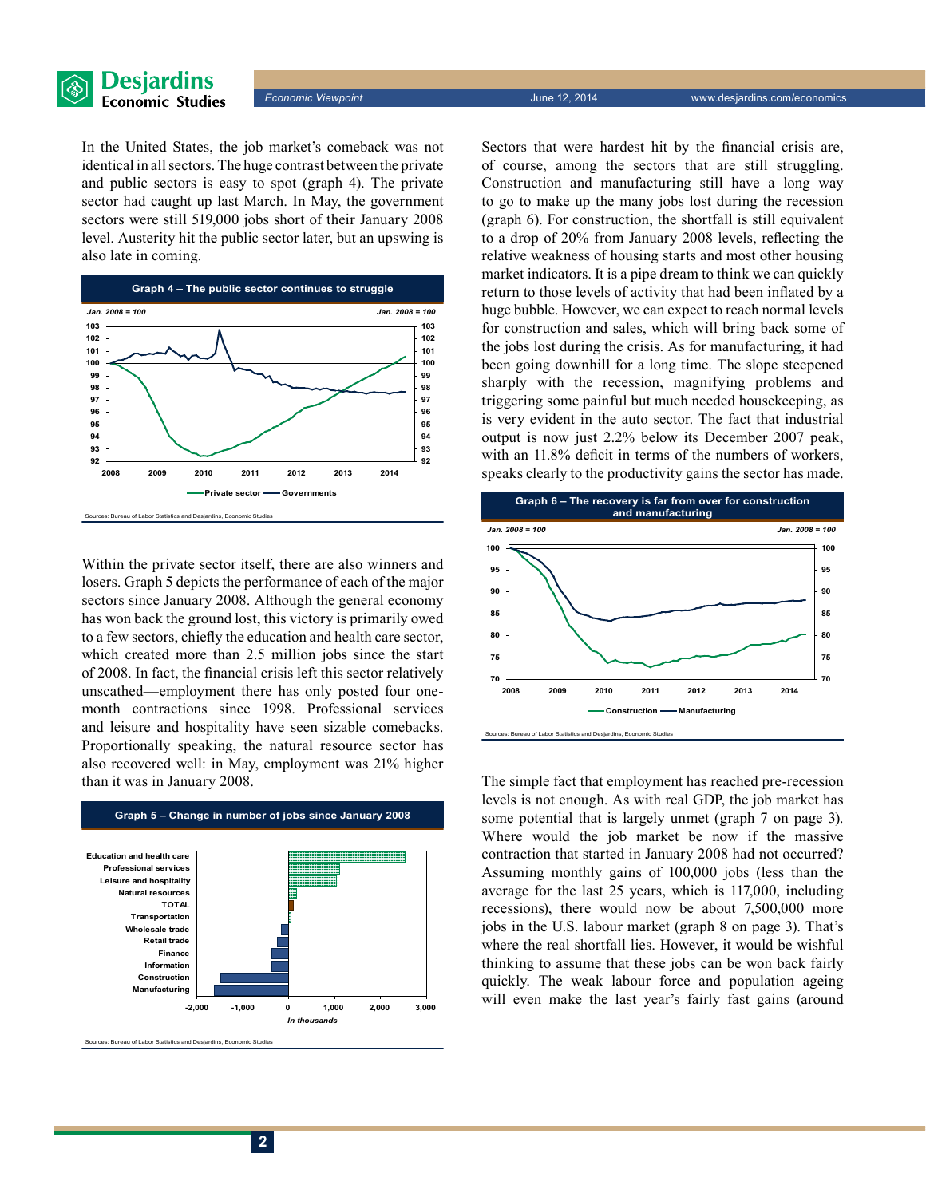In the United States, the job market's comeback was not identical in all sectors. The huge contrast between the private and public sectors is easy to spot (graph 4). The private sector had caught up last March. In May, the government sectors were still 519,000 jobs short of their January 2008 level. Austerity hit the public sector later, but an upswing is also late in coming.

**Graph 4 – The public sector continues to struggle**

Sources: Bureau of Labor Statistics and Desjardins, Economic Studies

Within the private sector itself, there are also winners and losers. Graph 5 depicts the performance of each of the major sectors since January 2008. Although the general economy has won back the ground lost, this victory is primarily owed to a few sectors, chiefly the education and health care sector, which created more than 2.5 million jobs since the start of 2008. In fact, the financial crisis left this sector relatively unscathed—employment there has only posted four one-month contractions since 1998. Professional services and leisure and hospitality have seen sizable comebacks. Proportionally speaking, the natural resource sector has also recovered well: in May, employment was 21% higher than it was in January 2008.

**Graph 5 – Change in number of jobs since January 2008**

Sources: Bureau of Labor Statistics and Desjardins, Economic Studies

Sectors that were hardest hit by the financial crisis are, of course, among the sectors that are still struggling. Construction and manufacturing still have a long way to go to make up the many jobs lost during the recession (graph 6). For construction, the shortfall is still equivalent to a drop of 20% from January 2008 levels, reflecting the relative weakness of housing starts and most other housing market indicators. It is a pipe dream to think we can quickly return to those levels of activity that had been inflated by a huge bubble. However, we can expect to reach normal levels for construction and sales, which will bring back some of the jobs lost during the crisis. As for manufacturing, it had been going downhill for a long time. The slope steepened sharply with the recession, magnifying problems and triggering some painful but much needed housekeeping, as is very evident in the auto sector. The fact that industrial output is now just 2.2% below its December 2007 peak, with an 11.8% deficit in terms of the numbers of workers, speaks clearly to the productivity gains the sector has made.

**Graph 6 – The recovery is far from over for construction and manufacturing**

Sources: Bureau of Labor Statistics and Desjardins, Economic Studies

The simple fact that employment has reached pre-recession levels is not enough. As with real GDP, the job market has some potential that is largely unmet (graph 7 on page 3). Where would the job market be now if the massive contraction that started in January 2008 had not occurred? Assuming monthly gains of 100,000 jobs (less than the average for the last 25 years, which is 117,000, including recessions), there would now be about 7,500,000 more jobs in the U.S. labour market (graph 8 on page 3). That's where the real shortfall lies. However, it would be wishful thinking to assume that these jobs can be won back fairly quickly. The weak labour force and population ageing will even make the last year's fairly fast gains (around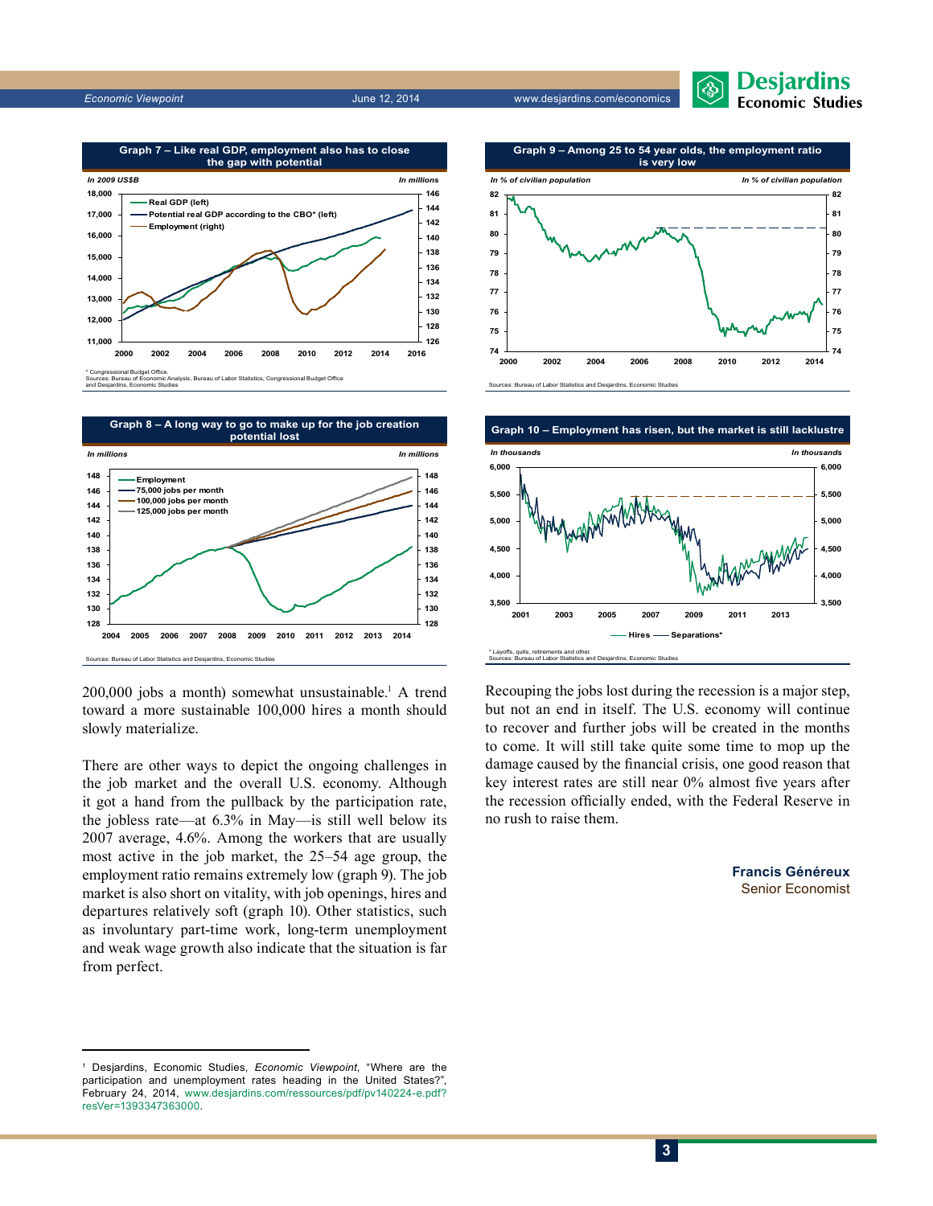**Graph 7 – Like real GDP, employment also has to close the gap with potential**

In 2009 US$B

In millions

18,000
17,000
16,000
15,000
14,000
13,000
12,000
11,000

146
144
142
140
138
136
134
132
130
128
126

2000 2002 2004 2006 2008 2010 2012 2014 2016

Real GDP (left)
Potential real GDP according to the CBO* (left)
Employment (right)

\* Congressional Budget Office.
Sources: Bureau of Economic Analysis, Bureau of Labor Statistics, Congressional Budget Office and Desjardins, Economic Studies

**Graph 8 – A long way to go to make up for the job creation potential lost**

In millions

In millions

148
146
144
142
140
138
136
134
132
130
128

2004 2005 2006 2007 2008 2009 2010 2011 2012 2013 2014

Employment
75,000 jobs per month
100,000 jobs per month
125,000 jobs per month

Sources: Bureau of Labor Statistics and Desjardins, Economic Studies

**Graph 9 – Among 25 to 54 year olds, the employment ratio is very low**

In % of civilian population

In % of civilian population

82
81
80
79
78
77
76
75
74

2000 2002 2004 2006 2008 2010 2012 2014

Sources: Bureau of Labor Statistics and Desjardins, Economic Studies

**Graph 10 – Employment has risen, but the market is still lacklustre**

In thousands

In thousands

6,000
5,500
5,000
4,500
4,000
3,500

2001 2003 2005 2007 2009 2011 2013

Hires
Separations*

\* Layoffs, quits, retirements and other.
Sources: Bureau of Labor Statistics and Desjardins, Economic Studies

200,000 jobs a month) somewhat unsustainable.[1] A trend toward a more sustainable 100,000 hires a month should slowly materialize.

There are other ways to depict the ongoing challenges in the job market and the overall U.S. economy. Although it got a hand from the pullback by the participation rate, the jobless rate—at 6.3% in May—is still well below its 2007 average, 4.6%. Among the workers that are usually most active in the job market, the 25–54 age group, the employment ratio remains extremely low (graph 9). The job market is also short on vitality, with job openings, hires and departures relatively soft (graph 10). Other statistics, such as involuntary part-time work, long-term unemployment and weak wage growth also indicate that the situation is far from perfect.

Recouping the jobs lost during the recession is a major step, but not an end in itself. The U.S. economy will continue to recover and further jobs will be created in the months to come. It will still take quite some time to mop up the damage caused by the financial crisis, one good reason that key interest rates are still near 0% almost five years after the recession officially ended, with the Federal Reserve in no rush to raise them.

**Francis Généreux**
Senior Economist

[1] Desjardins, Economic Studies, *Economic Viewpoint*, "Where are the participation and unemployment rates heading in the United States?", February 24, 2014, www.desjardins.com/ressources/pdf/pv140224-e.pdf?resVer=1393347363000.